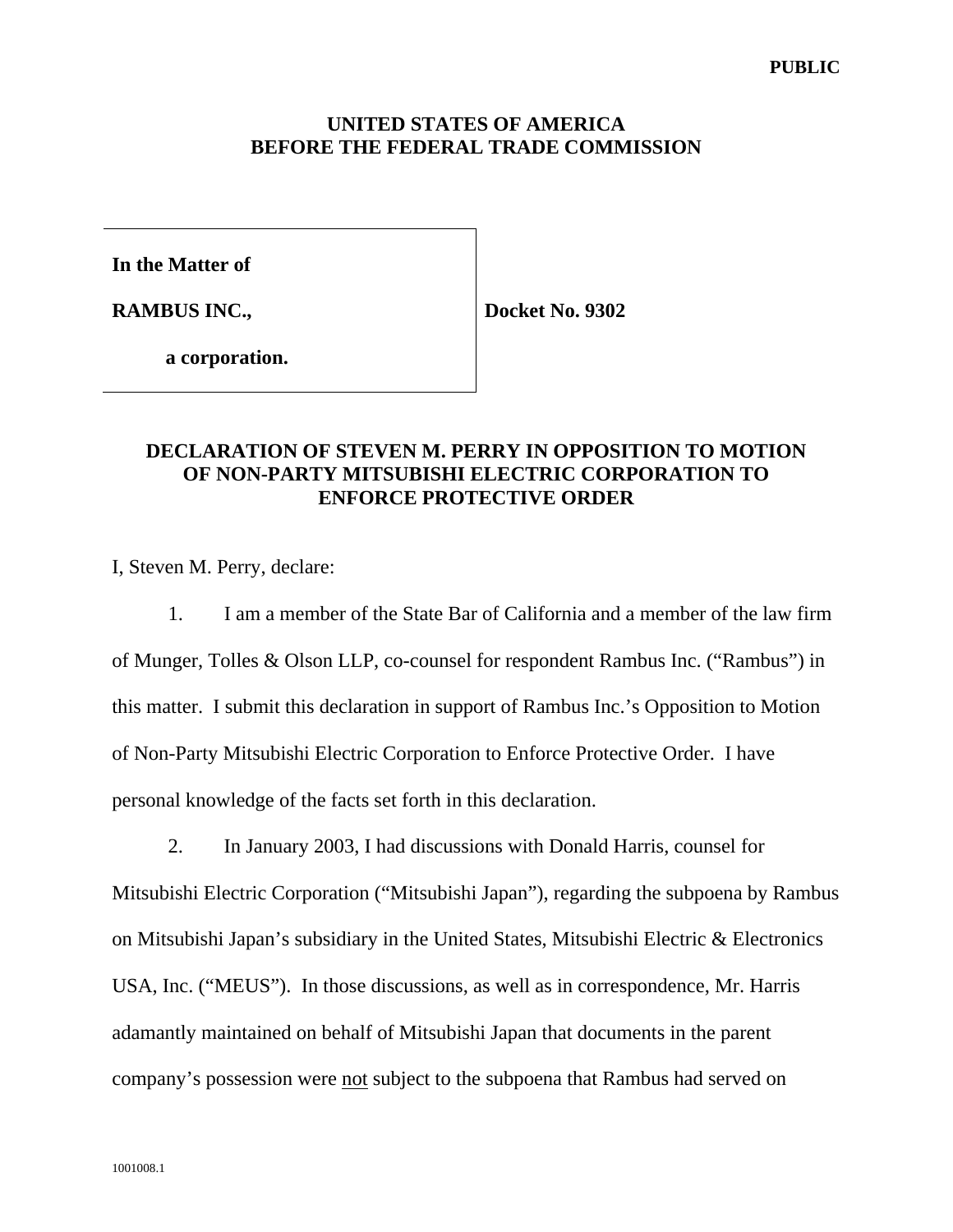**PUBLIC**

**UNITED STATES OF AMERICA**
**BEFORE THE FEDERAL TRADE COMMISSION**

| | |
|---|---|
| **In the Matter of** | |
| **RAMBUS INC.,** | **Docket No. 9302** |
| **a corporation.** | |

## DECLARATION OF STEVEN M. PERRY IN OPPOSITION TO MOTION OF NON-PARTY MITSUBISHI ELECTRIC CORPORATION TO ENFORCE PROTECTIVE ORDER

I, Steven M. Perry, declare:

1. I am a member of the State Bar of California and a member of the law firm of Munger, Tolles & Olson LLP, co-counsel for respondent Rambus Inc. ("Rambus") in this matter. I submit this declaration in support of Rambus Inc.'s Opposition to Motion of Non-Party Mitsubishi Electric Corporation to Enforce Protective Order. I have personal knowledge of the facts set forth in this declaration.

2. In January 2003, I had discussions with Donald Harris, counsel for Mitsubishi Electric Corporation ("Mitsubishi Japan"), regarding the subpoena by Rambus on Mitsubishi Japan's subsidiary in the United States, Mitsubishi Electric & Electronics USA, Inc. ("MEUS"). In those discussions, as well as in correspondence, Mr. Harris adamantly maintained on behalf of Mitsubishi Japan that documents in the parent company's possession were <u>not</u> subject to the subpoena that Rambus had served on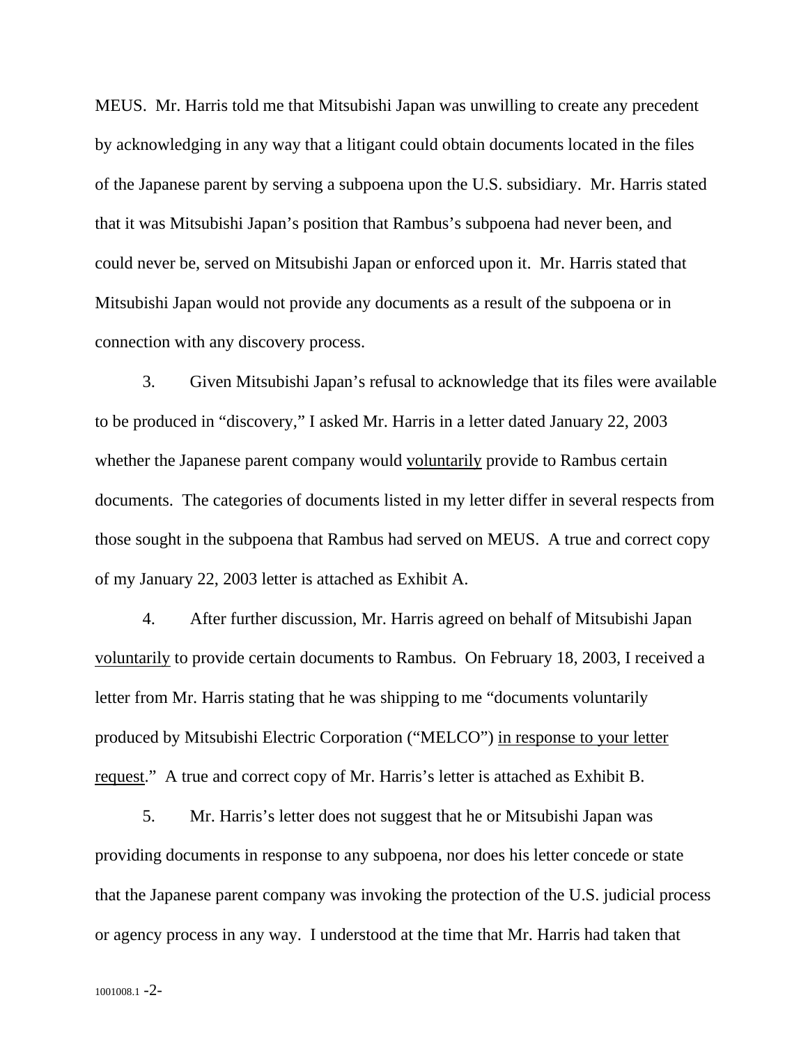MEUS. Mr. Harris told me that Mitsubishi Japan was unwilling to create any precedent by acknowledging in any way that a litigant could obtain documents located in the files of the Japanese parent by serving a subpoena upon the U.S. subsidiary. Mr. Harris stated that it was Mitsubishi Japan's position that Rambus's subpoena had never been, and could never be, served on Mitsubishi Japan or enforced upon it. Mr. Harris stated that Mitsubishi Japan would not provide any documents as a result of the subpoena or in connection with any discovery process.

3. Given Mitsubishi Japan's refusal to acknowledge that its files were available to be produced in "discovery," I asked Mr. Harris in a letter dated January 22, 2003 whether the Japanese parent company would <u>voluntarily</u> provide to Rambus certain documents. The categories of documents listed in my letter differ in several respects from those sought in the subpoena that Rambus had served on MEUS. A true and correct copy of my January 22, 2003 letter is attached as Exhibit A.

4. After further discussion, Mr. Harris agreed on behalf of Mitsubishi Japan <u>voluntarily</u> to provide certain documents to Rambus. On February 18, 2003, I received a letter from Mr. Harris stating that he was shipping to me "documents voluntarily produced by Mitsubishi Electric Corporation ("MELCO") <u>in response to your letter request</u>." A true and correct copy of Mr. Harris's letter is attached as Exhibit B.

5. Mr. Harris's letter does not suggest that he or Mitsubishi Japan was providing documents in response to any subpoena, nor does his letter concede or state that the Japanese parent company was invoking the protection of the U.S. judicial process or agency process in any way. I understood at the time that Mr. Harris had taken that

1001008.1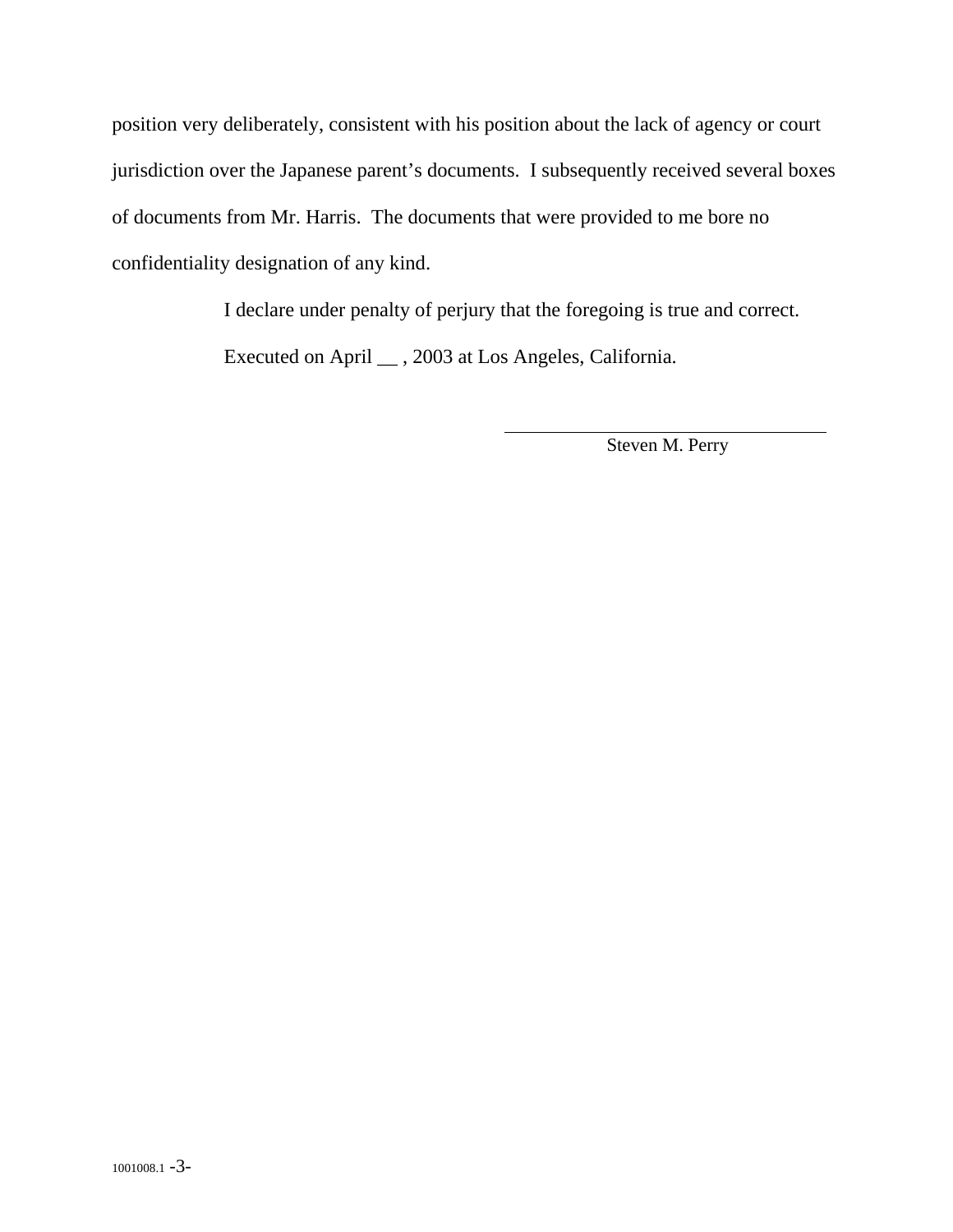position very deliberately, consistent with his position about the lack of agency or court jurisdiction over the Japanese parent's documents. I subsequently received several boxes of documents from Mr. Harris. The documents that were provided to me bore no confidentiality designation of any kind.

I declare under penalty of perjury that the foregoing is true and correct.

Executed on April __ , 2003 at Los Angeles, California.

\_\_\_\_\_\_\_\_\_\_\_\_\_\_\_\_\_\_\_\_\_\_\_\_\_\_\_\_\_\_\_\_

Steven M. Perry

1001008.1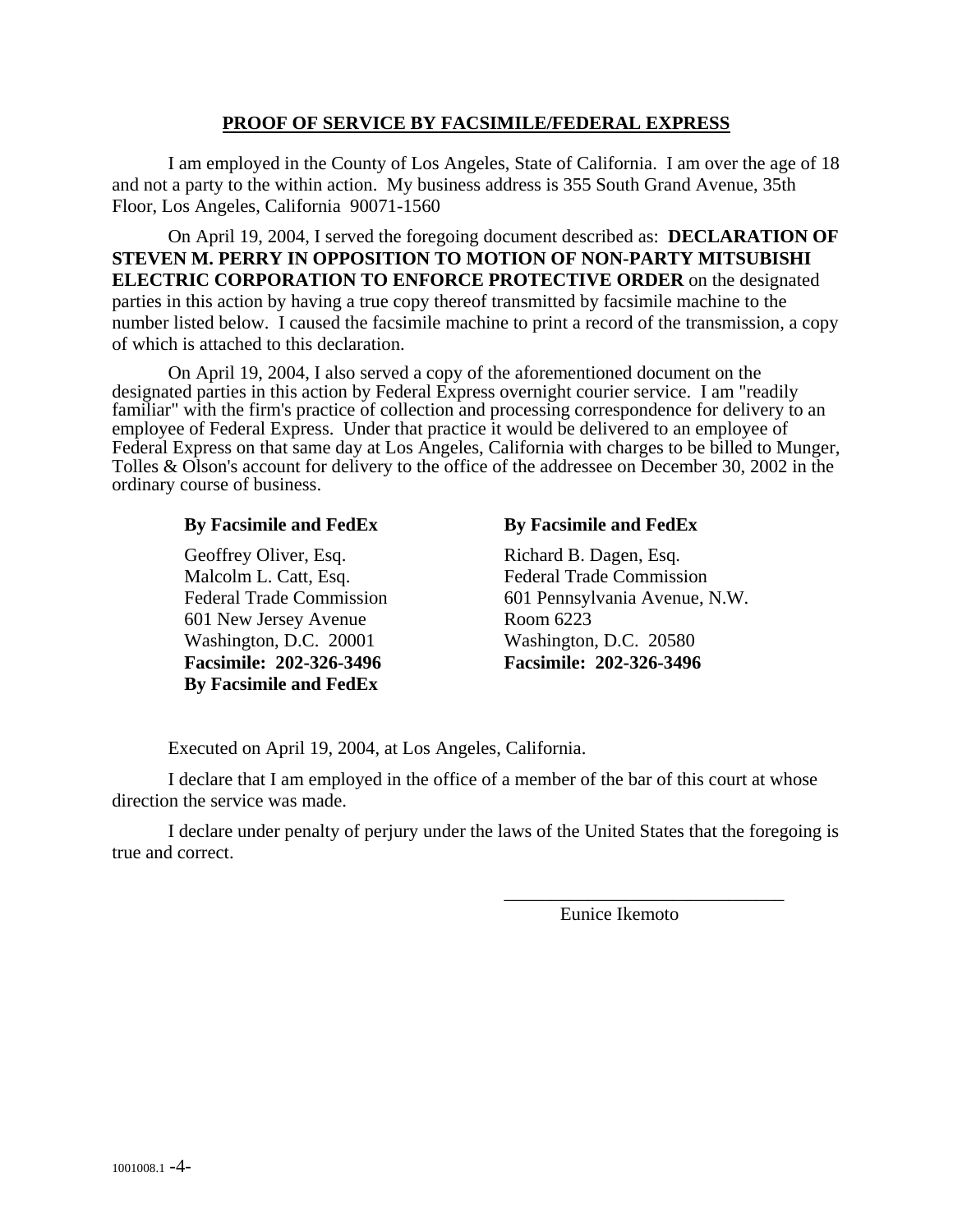## PROOF OF SERVICE BY FACSIMILE/FEDERAL EXPRESS

I am employed in the County of Los Angeles, State of California. I am over the age of 18 and not a party to the within action. My business address is 355 South Grand Avenue, 35th Floor, Los Angeles, California 90071-1560

On April 19, 2004, I served the foregoing document described as: **DECLARATION OF STEVEN M. PERRY IN OPPOSITION TO MOTION OF NON-PARTY MITSUBISHI ELECTRIC CORPORATION TO ENFORCE PROTECTIVE ORDER** on the designated parties in this action by having a true copy thereof transmitted by facsimile machine to the number listed below. I caused the facsimile machine to print a record of the transmission, a copy of which is attached to this declaration.

On April 19, 2004, I also served a copy of the aforementioned document on the designated parties in this action by Federal Express overnight courier service. I am "readily familiar" with the firm's practice of collection and processing correspondence for delivery to an employee of Federal Express. Under that practice it would be delivered to an employee of Federal Express on that same day at Los Angeles, California with charges to be billed to Munger, Tolles & Olson's account for delivery to the office of the addressee on December 30, 2002 in the ordinary course of business.

**By Facsimile and FedEx**

Geoffrey Oliver, Esq.
Malcolm L. Catt, Esq.
Federal Trade Commission
601 New Jersey Avenue
Washington, D.C. 20001
**Facsimile: 202-326-3496**
**By Facsimile and FedEx**

**By Facsimile and FedEx**

Richard B. Dagen, Esq.
Federal Trade Commission
601 Pennsylvania Avenue, N.W.
Room 6223
Washington, D.C. 20580
**Facsimile: 202-326-3496**

Executed on April 19, 2004, at Los Angeles, California.

I declare that I am employed in the office of a member of the bar of this court at whose direction the service was made.

I declare under penalty of perjury under the laws of the United States that the foregoing is true and correct.

\_\_\_\_\_\_\_\_\_\_\_\_\_\_\_\_\_\_\_\_\_\_\_\_\_\_\_\_\_\_
Eunice Ikemoto

1001008.1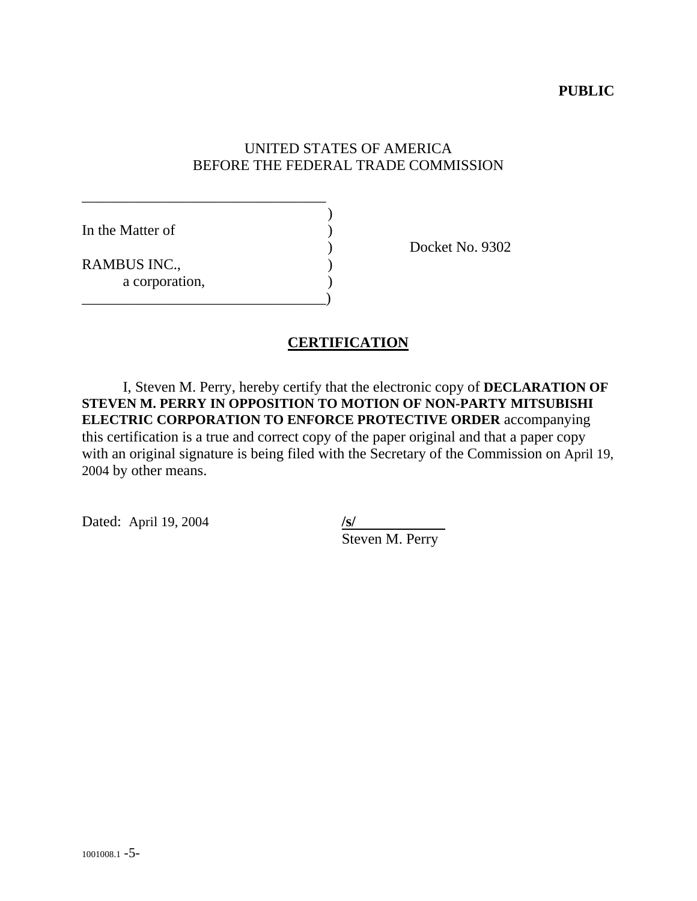**PUBLIC**

UNITED STATES OF AMERICA
BEFORE THE FEDERAL TRADE COMMISSION

In the Matter of

RAMBUS INC.,
a corporation,

Docket No. 9302

## CERTIFICATION

I, Steven M. Perry, hereby certify that the electronic copy of **DECLARATION OF STEVEN M. PERRY IN OPPOSITION TO MOTION OF NON-PARTY MITSUBISHI ELECTRIC CORPORATION TO ENFORCE PROTECTIVE ORDER** accompanying this certification is a true and correct copy of the paper original and that a paper copy with an original signature is being filed with the Secretary of the Commission on April 19, 2004 by other means.

Dated: April 19, 2004

**/s/**
Steven M. Perry

1001008.1